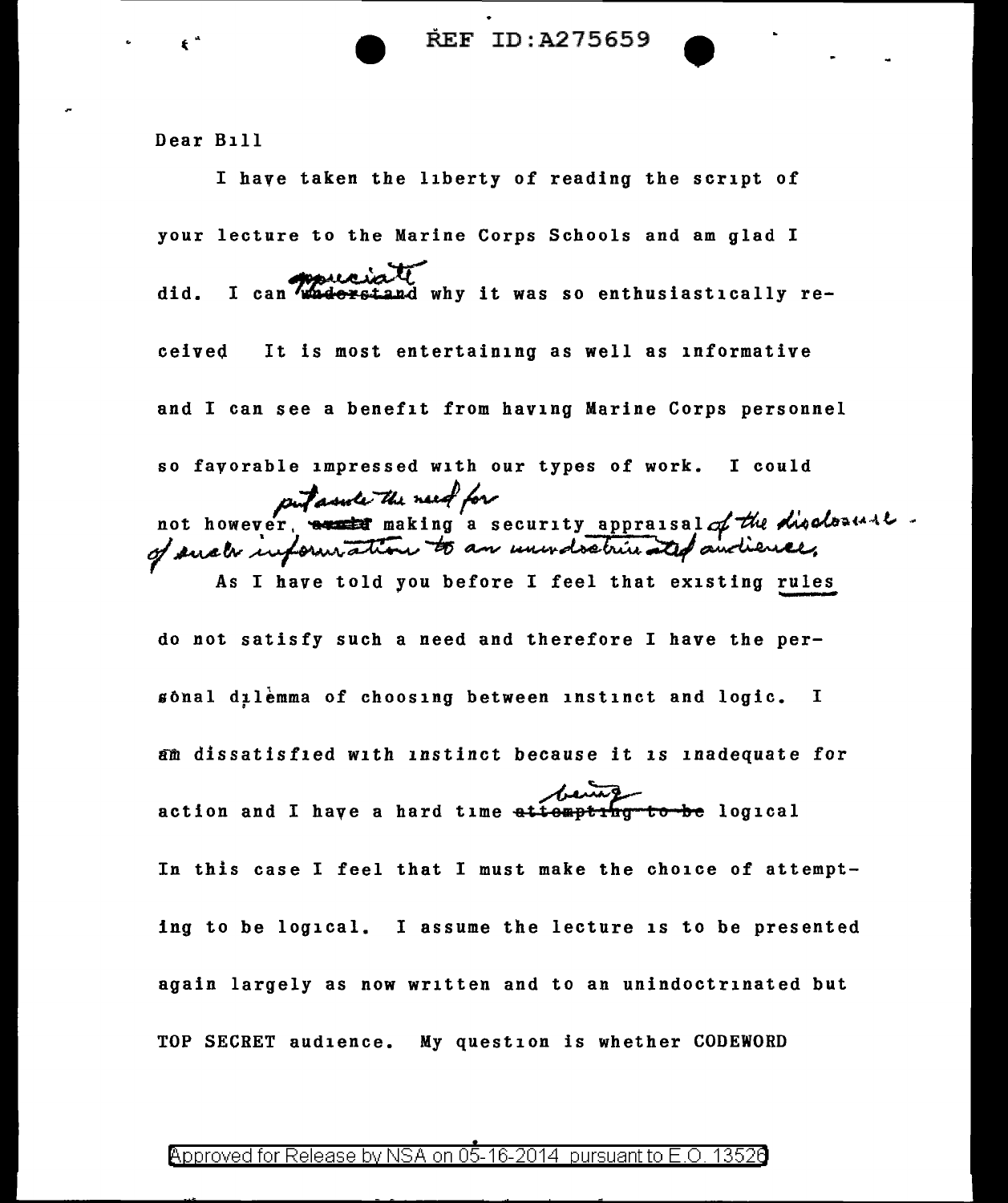Dear Bill

I have taken the liberty of reading the script of your lecture to the Marine Corps Schools and am glad I did. I can appreciate why it was so enthusiastically received It is most entertaining as well as informative and I can see a benefit from having Marine Corps personnel so favorable impressed with our types of work. I could not however, put aside the need for making a security appraisal of the disclosure of such information to an unindoctrinated audience.

As I have told you before I feel that existing rules do not satisfy such a need and therefore I have the personal dilemma of choosing between instinct and logic. I am dissatisfied with instinct because it is inadequate for action and I have a hard time being logical In this case I feel that I must make the choice of attempting to be logical. I assume the lecture is to be presented again largely as now written and to an unindoctrinated but TOP SECRET audience. My question is whether CODEWORD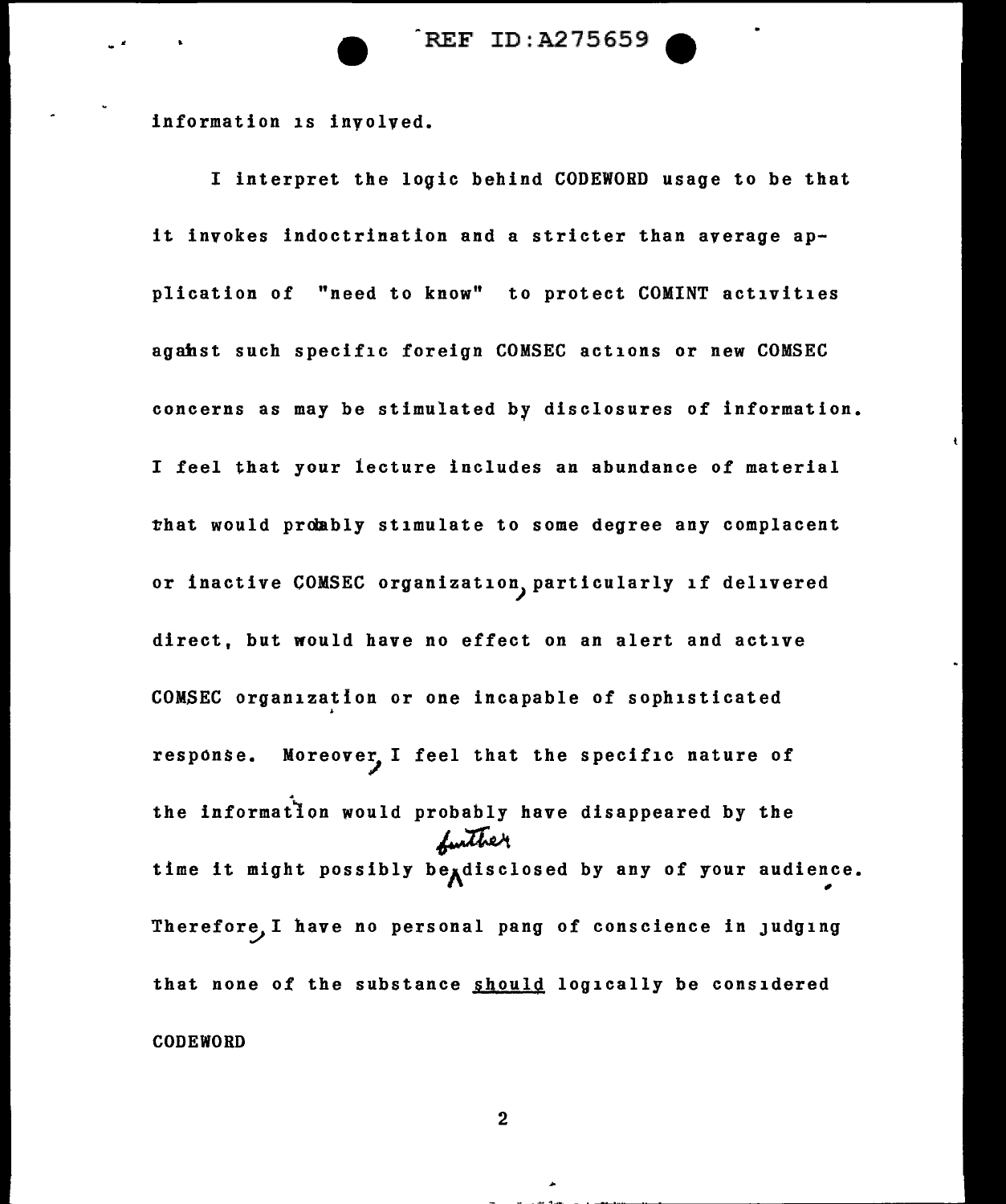information is involved.

I interpret the logic behind CODEWORD usage to be that it invokes indoctrination and a stricter than average application of "need to know" to protect COMINT activities against such specific foreign COMSEC actions or new COMSEC concerns as may be stimulated by disclosures of information. I feel that your lecture includes an abundance of material that would probably stimulate to some degree any complacent or inactive COMSEC organization, particularly if delivered direct, but would have no effect on an alert and active COMSEC organization or one incapable of sophisticated response. Moreover, I feel that the specific nature of the information would probably have disappeared by the time it might possibly be further disclosed by any of your audience. Therefore, I have no personal pang of conscience in judging that none of the substance <u>should</u> logically be considered CODEWORD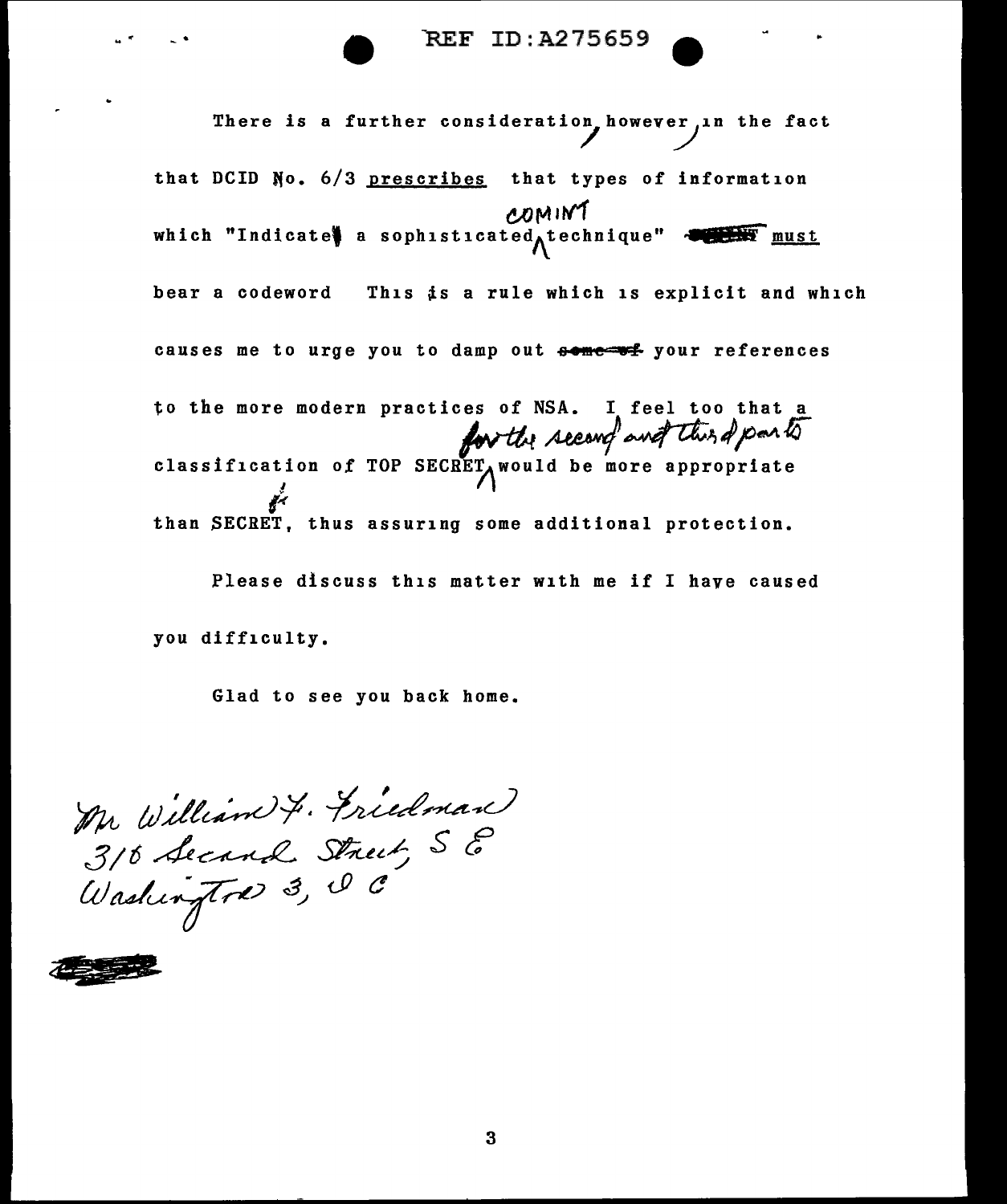There is a further consideration, however, in the fact that DCID No. 6/3 prescribes that types of information which "Indicate a sophisticated COMINT technique" must bear a codeword This is a rule which is explicit and which causes me to urge you to damp out ~~some of~~ your references to the more modern practices of NSA. I feel too that a classification of TOP SECRET for the second and third parts would be more appropriate than SECRET, thus assuring some additional protection.

Please discuss this matter with me if I have caused you difficulty.

Glad to see you back home.

Mr William F. Friedman
310 Second Street, S E
Washington 3, D C